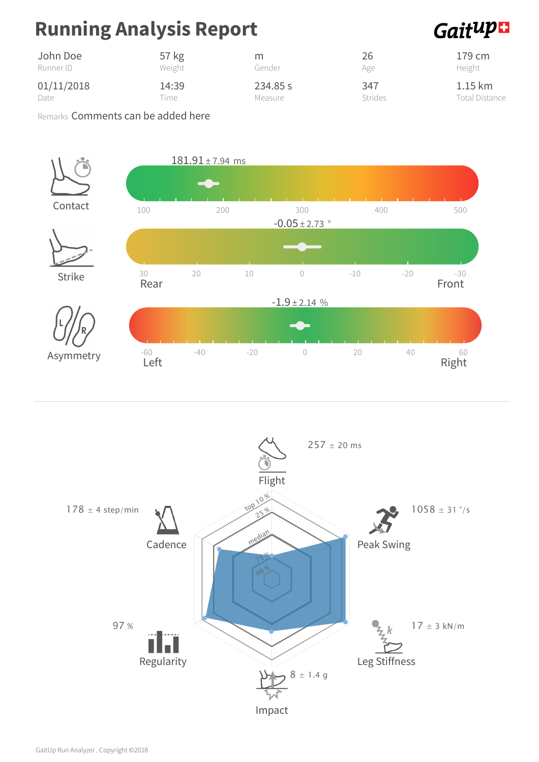# Running Analysis Report

GaitUp

| John Doe | 57 kg | m | 26 | 179 cm |
|---|---|---|---|---|
| Runner ID | Weight | Gender | Age | Height |
| 01/11/2018 | 14:39 | 234.85 s | 347 | 1.15 km |
| Date | Time | Measure | Strides | Total Distance |

Remarks Comments can be added here

**Contact**

181.91 ± 7.94 ms

100 200 300 400 500

**Strike**

-0.05 ± 2.73 °

30 20 10 0 -10 -20 -30

Rear — Front

**Asymmetry**

-1.9 ± 2.14 %

-60 -40 -20 0 20 40 60

Left — Right

---

**Flight**: 257 ± 20 ms

**Peak Swing**: 1058 ± 31 °/s

**Leg Stiffness**: 17 ± 3 kN/m

**Impact**: 8 ± 1.4 g

**Regularity**: 97 %

**Cadence**: 178 ± 4 step/min

top 10 %, 25 %, median, 75 %, 90 %

GaitUp Run Analyzer . Copyright ©2018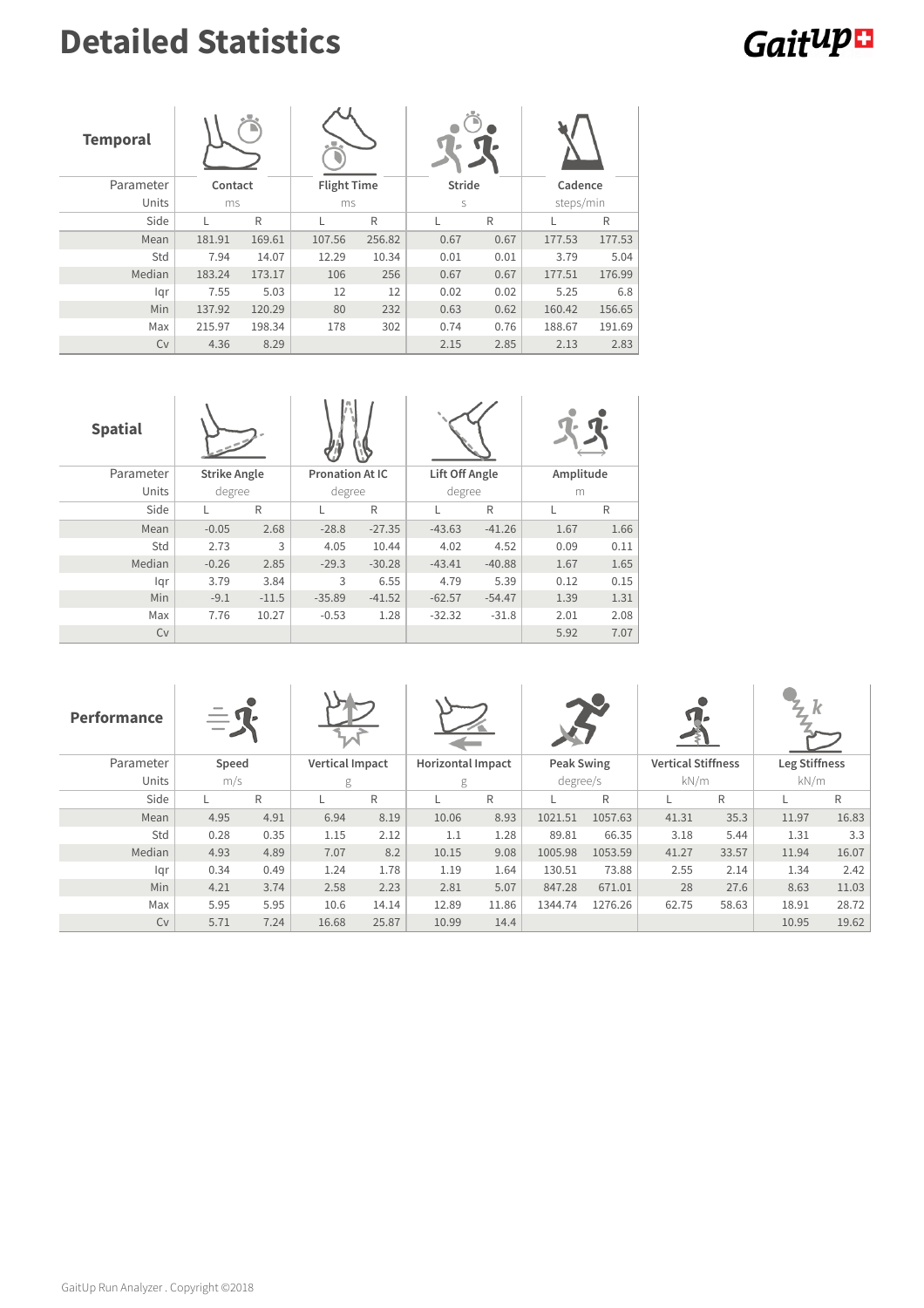# Detailed Statistics

| Temporal | | | | | | | | |
|---|---|---|---|---|---|---|---|---|
| Parameter | Contact | | Flight Time | | Stride | | Cadence | |
| Units | ms | | ms | | s | | steps/min | |
| Side | L | R | L | R | L | R | L | R |
| Mean | 181.91 | 169.61 | 107.56 | 256.82 | 0.67 | 0.67 | 177.53 | 177.53 |
| Std | 7.94 | 14.07 | 12.29 | 10.34 | 0.01 | 0.01 | 3.79 | 5.04 |
| Median | 183.24 | 173.17 | 106 | 256 | 0.67 | 0.67 | 177.51 | 176.99 |
| Iqr | 7.55 | 5.03 | 12 | 12 | 0.02 | 0.02 | 5.25 | 6.8 |
| Min | 137.92 | 120.29 | 80 | 232 | 0.63 | 0.62 | 160.42 | 156.65 |
| Max | 215.97 | 198.34 | 178 | 302 | 0.74 | 0.76 | 188.67 | 191.69 |
| Cv | 4.36 | 8.29 | | | 2.15 | 2.85 | 2.13 | 2.83 |

| Spatial | | | | | | | | |
|---|---|---|---|---|---|---|---|---|
| Parameter | Strike Angle | | Pronation At IC | | Lift Off Angle | | Amplitude | |
| Units | degree | | degree | | degree | | m | |
| Side | L | R | L | R | L | R | L | R |
| Mean | -0.05 | 2.68 | -28.8 | -27.35 | -43.63 | -41.26 | 1.67 | 1.66 |
| Std | 2.73 | 3 | 4.05 | 10.44 | 4.02 | 4.52 | 0.09 | 0.11 |
| Median | -0.26 | 2.85 | -29.3 | -30.28 | -43.41 | -40.88 | 1.67 | 1.65 |
| Iqr | 3.79 | 3.84 | 3 | 6.55 | 4.79 | 5.39 | 0.12 | 0.15 |
| Min | -9.1 | -11.5 | -35.89 | -41.52 | -62.57 | -54.47 | 1.39 | 1.31 |
| Max | 7.76 | 10.27 | -0.53 | 1.28 | -32.32 | -31.8 | 2.01 | 2.08 |
| Cv | | | | | | | 5.92 | 7.07 |

| Performance | | | | | | | | | | | | |
|---|---|---|---|---|---|---|---|---|---|---|---|---|
| Parameter | Speed | | Vertical Impact | | Horizontal Impact | | Peak Swing | | Vertical Stiffness | | Leg Stiffness | |
| Units | m/s | | g | | g | | degree/s | | kN/m | | kN/m | |
| Side | L | R | L | R | L | R | L | R | L | R | L | R |
| Mean | 4.95 | 4.91 | 6.94 | 8.19 | 10.06 | 8.93 | 1021.51 | 1057.63 | 41.31 | 35.3 | 11.97 | 16.83 |
| Std | 0.28 | 0.35 | 1.15 | 2.12 | 1.1 | 1.28 | 89.81 | 66.35 | 3.18 | 5.44 | 1.31 | 3.3 |
| Median | 4.93 | 4.89 | 7.07 | 8.2 | 10.15 | 9.08 | 1005.98 | 1053.59 | 41.27 | 33.57 | 11.94 | 16.07 |
| Iqr | 0.34 | 0.49 | 1.24 | 1.78 | 1.19 | 1.64 | 130.51 | 73.88 | 2.55 | 2.14 | 1.34 | 2.42 |
| Min | 4.21 | 3.74 | 2.58 | 2.23 | 2.81 | 5.07 | 847.28 | 671.01 | 28 | 27.6 | 8.63 | 11.03 |
| Max | 5.95 | 5.95 | 10.6 | 14.14 | 12.89 | 11.86 | 1344.74 | 1276.26 | 62.75 | 58.63 | 18.91 | 28.72 |
| Cv | 5.71 | 7.24 | 16.68 | 25.87 | 10.99 | 14.4 | | | | | 10.95 | 19.62 |

GaitUp Run Analyzer . Copyright ©2018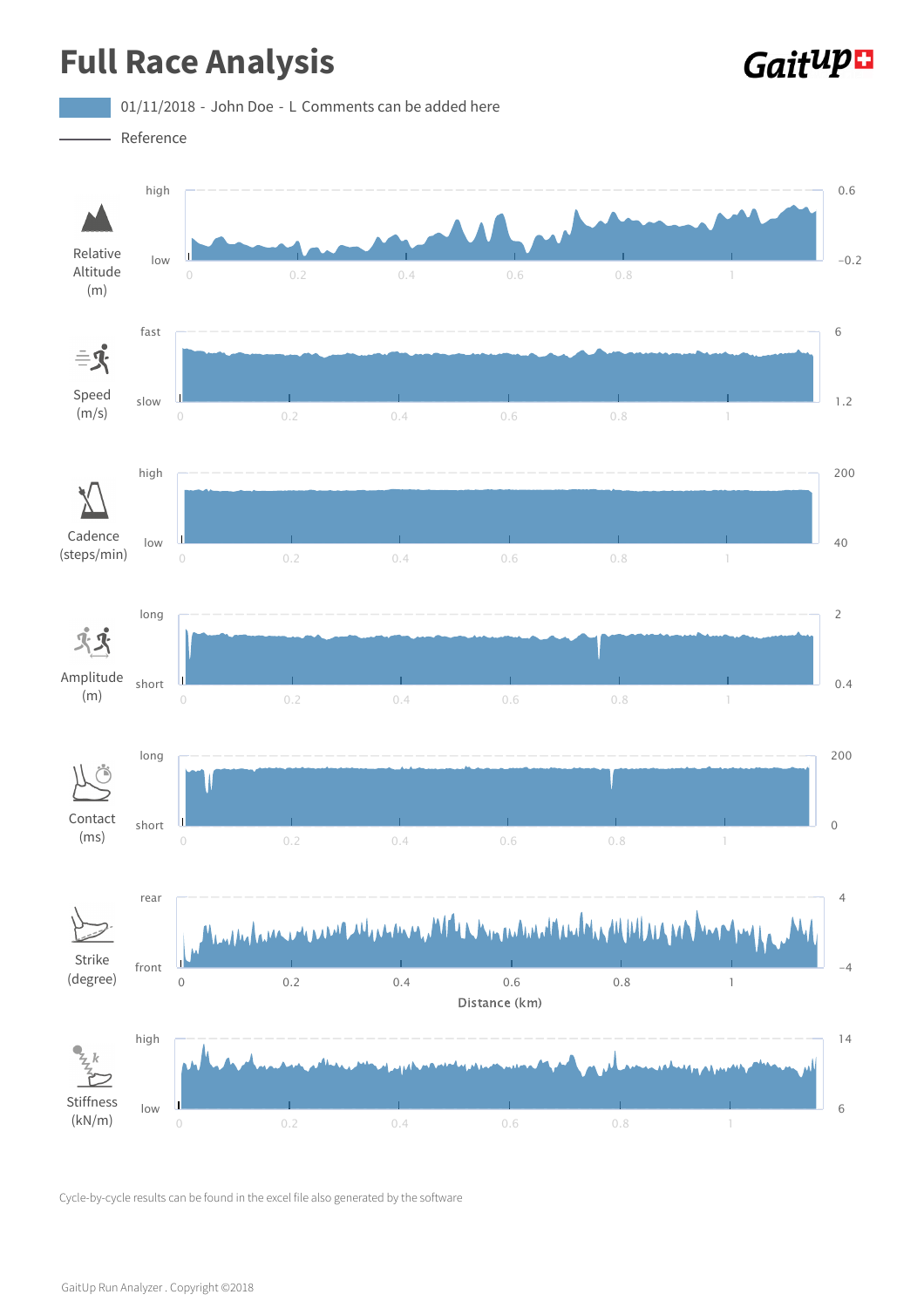# Full Race Analysis

GaitUp

01/11/2018 - John Doe - L Comments can be added here

Reference

Relative Altitude (m)
high
low
0.6
−0.2
0 0.2 0.4 0.6 0.8 1

Speed (m/s)
fast
slow
6
1.2
0 0.2 0.4 0.6 0.8 1

Cadence (steps/min)
high
low
200
40
0 0.2 0.4 0.6 0.8 1

Amplitude (m)
long
short
2
0.4
0 0.2 0.4 0.6 0.8 1

Contact (ms)
long
short
200
0
0 0.2 0.4 0.6 0.8 1

Strike (degree)
rear
front
4
−4
0 0.2 0.4 0.6 0.8 1
Distance (km)

Stiffness (kN/m)
high
low
14
6
0 0.2 0.4 0.6 0.8 1

Cycle-by-cycle results can be found in the excel file also generated by the software

GaitUp Run Analyzer . Copyright ©2018